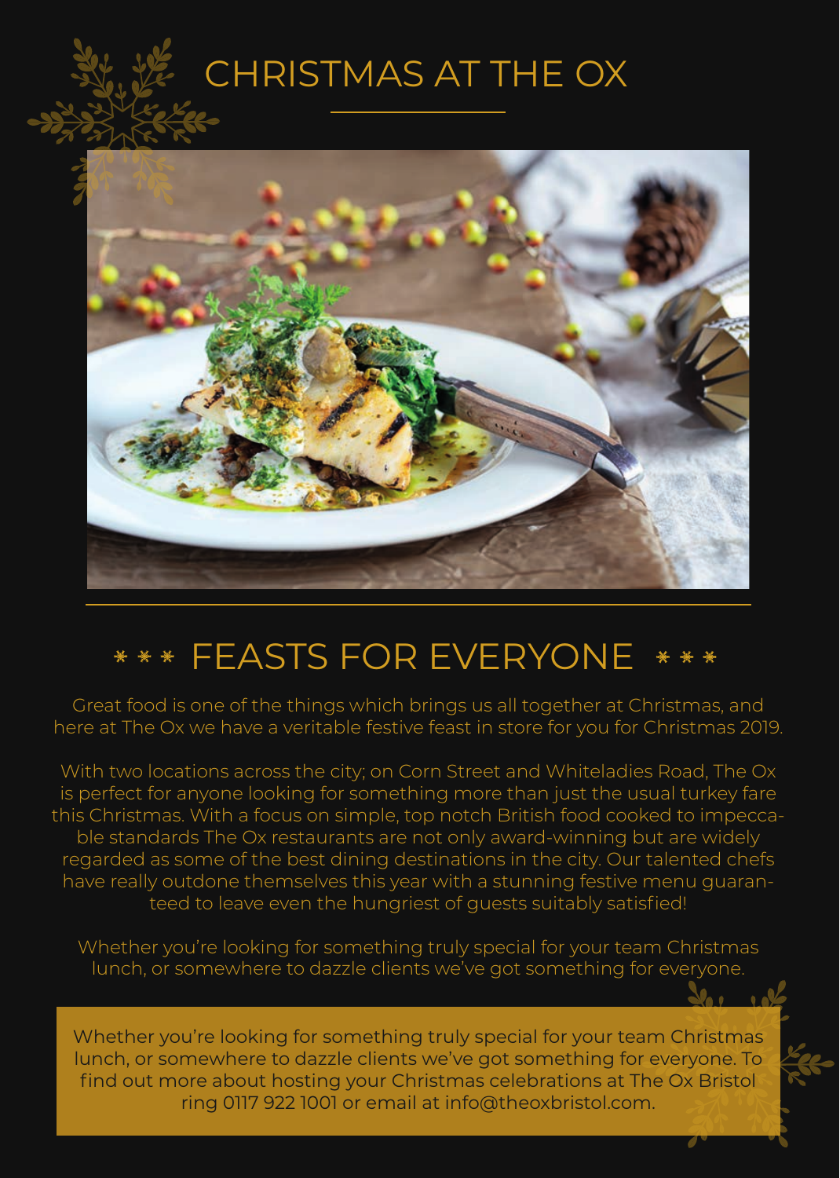# CHRISTMAS AT THE OX

## *** FEASTS FOR EVERYONE ***

Great food is one of the things which brings us all together at Christmas, and here at The Ox we have a veritable festive feast in store for you for Christmas 2019.

With two locations across the city; on Corn Street and Whiteladies Road, The Ox is perfect for anyone looking for something more than just the usual turkey fare this Christmas. With a focus on simple, top notch British food cooked to impeccable standards The Ox restaurants are not only award-winning but are widely regarded as some of the best dining destinations in the city. Our talented chefs have really outdone themselves this year with a stunning festive menu guaranteed to leave even the hungriest of guests suitably satisfied!

Whether you're looking for something truly special for your team Christmas lunch, or somewhere to dazzle clients we've got something for everyone.

Whether you're looking for something truly special for your team Christmas lunch, or somewhere to dazzle clients we've got something for everyone. To find out more about hosting your Christmas celebrations at The Ox Bristol ring 0117 922 1001 or email at info@theoxbristol.com.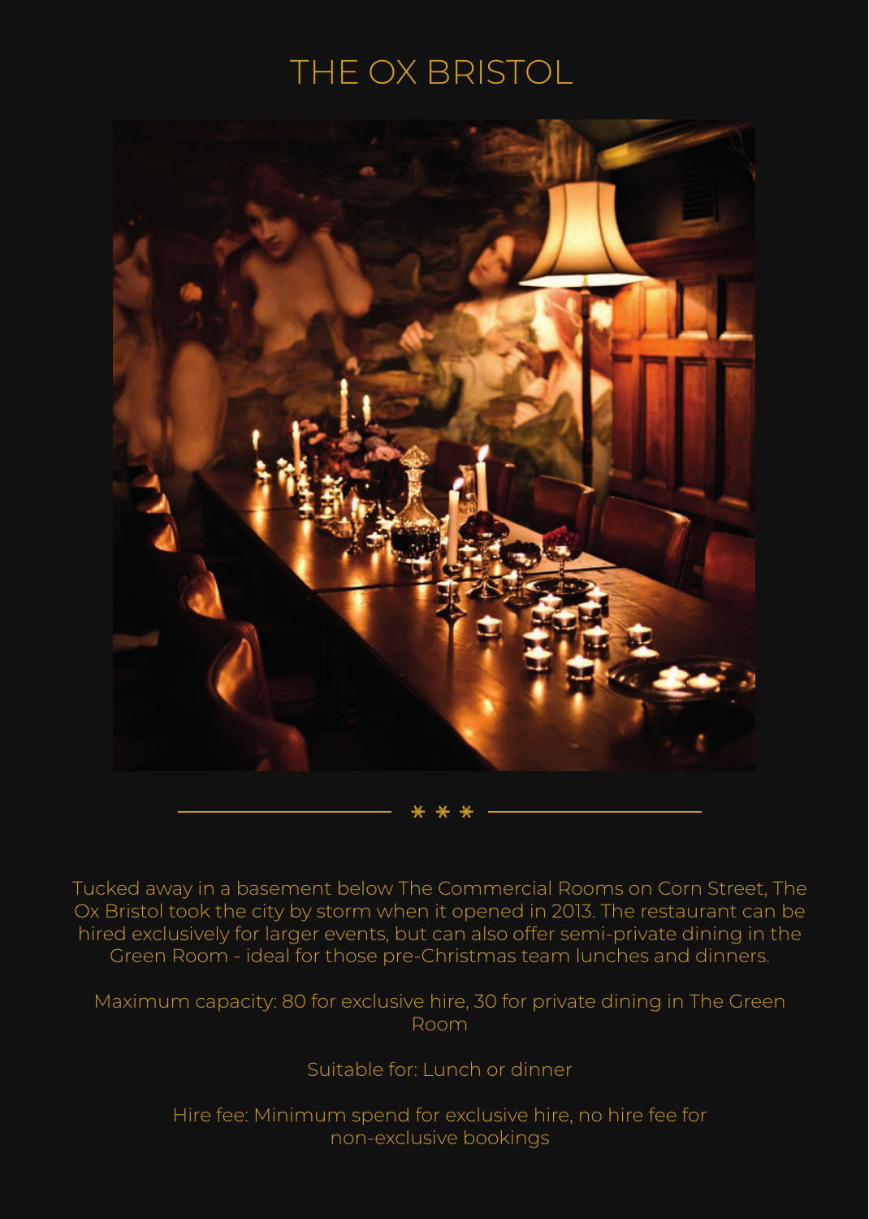# THE OX BRISTOL

\* \* \*

Tucked away in a basement below The Commercial Rooms on Corn Street, The Ox Bristol took the city by storm when it opened in 2013. The restaurant can be hired exclusively for larger events, but can also offer semi-private dining in the Green Room - ideal for those pre-Christmas team lunches and dinners.

Maximum capacity: 80 for exclusive hire, 30 for private dining in The Green Room

Suitable for: Lunch or dinner

Hire fee: Minimum spend for exclusive hire, no hire fee for non-exclusive bookings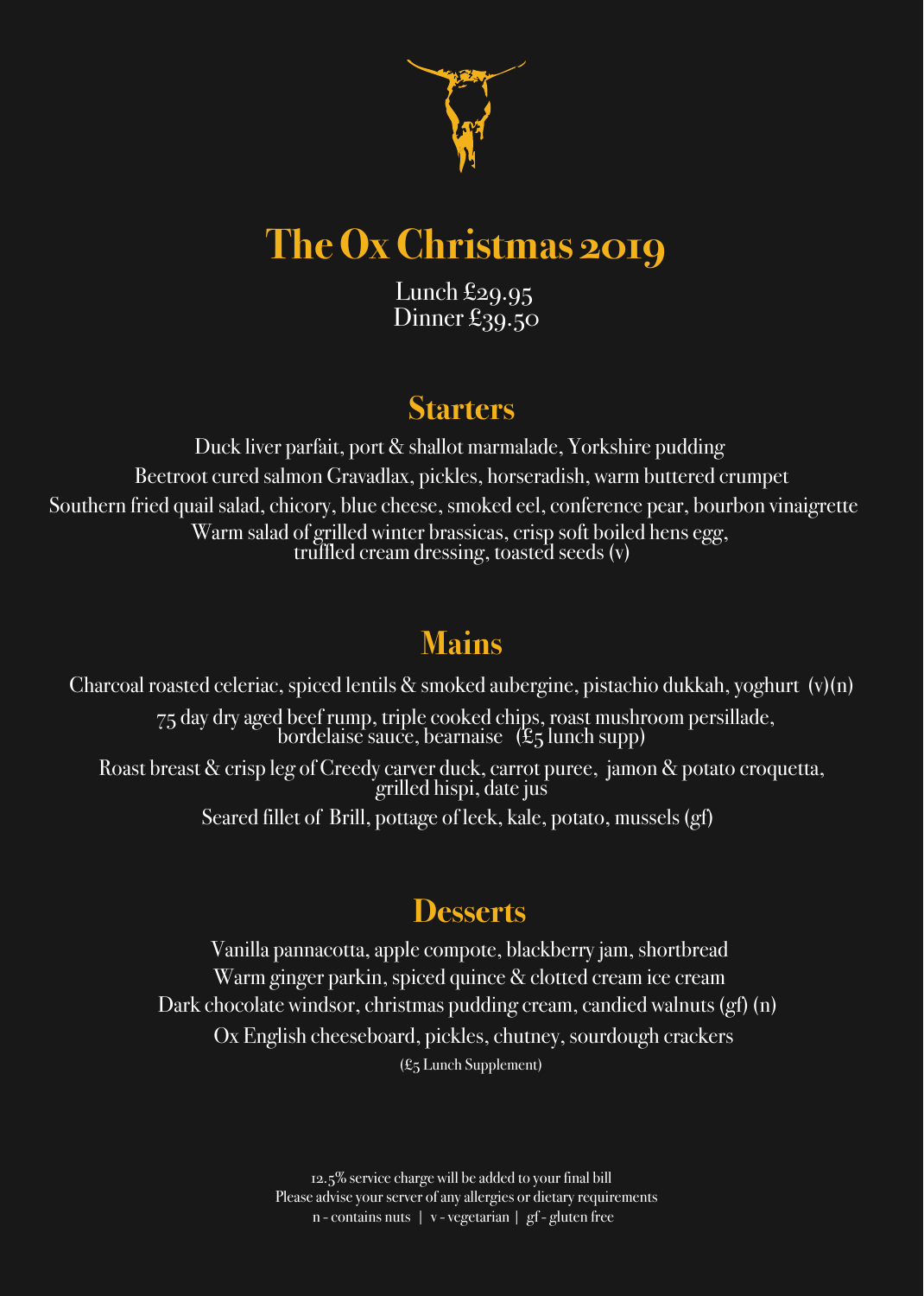# The Ox Christmas 2019

Lunch £29.95
Dinner £39.50

## Starters

Duck liver parfait, port & shallot marmalade, Yorkshire pudding

Beetroot cured salmon Gravadlax, pickles, horseradish, warm buttered crumpet

Southern fried quail salad, chicory, blue cheese, smoked eel, conference pear, bourbon vinaigrette

Warm salad of grilled winter brassicas, crisp soft boiled hens egg, truffled cream dressing, toasted seeds (v)

## Mains

Charcoal roasted celeriac, spiced lentils & smoked aubergine, pistachio dukkah, yoghurt (v)(n)

75 day dry aged beef rump, triple cooked chips, roast mushroom persillade, bordelaise sauce, bearnaise (£5 lunch supp)

Roast breast & crisp leg of Creedy carver duck, carrot puree, jamon & potato croquetta, grilled hispi, date jus

Seared fillet of Brill, pottage of leek, kale, potato, mussels (gf)

## Desserts

Vanilla pannacotta, apple compote, blackberry jam, shortbread

Warm ginger parkin, spiced quince & clotted cream ice cream

Dark chocolate windsor, christmas pudding cream, candied walnuts (gf) (n)

Ox English cheeseboard, pickles, chutney, sourdough crackers

(£5 Lunch Supplement)

12.5% service charge will be added to your final bill
Please advise your server of any allergies or dietary requirements
n - contains nuts | v - vegetarian | gf - gluten free